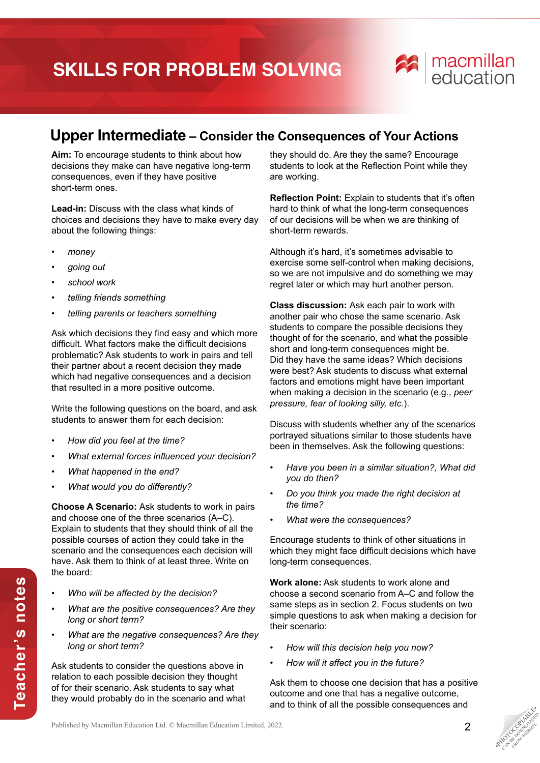# SKILLS FOR PROBLEM SOLVING

## Upper Intermediate – Consider the Consequences of Your Actions

**Aim:** To encourage students to think about how decisions they make can have negative long-term consequences, even if they have positive short-term ones.

**Lead-in:** Discuss with the class what kinds of choices and decisions they have to make every day about the following things:

- *money*
- *going out*
- *school work*
- *telling friends something*
- *telling parents or teachers something*

Ask which decisions they find easy and which more difficult. What factors make the difficult decisions problematic? Ask students to work in pairs and tell their partner about a recent decision they made which had negative consequences and a decision that resulted in a more positive outcome.

Write the following questions on the board, and ask students to answer them for each decision:

- *How did you feel at the time?*
- *What external forces influenced your decision?*
- *What happened in the end?*
- *What would you do differently?*

**Choose A Scenario:** Ask students to work in pairs and choose one of the three scenarios (A–C). Explain to students that they should think of all the possible courses of action they could take in the scenario and the consequences each decision will have. Ask them to think of at least three. Write on the board:

- *Who will be affected by the decision?*
- *What are the positive consequences? Are they long or short term?*
- *What are the negative consequences? Are they long or short term?*

Ask students to consider the questions above in relation to each possible decision they thought of for their scenario. Ask students to say what they would probably do in the scenario and what they should do. Are they the same? Encourage students to look at the Reflection Point while they are working.

**Reflection Point:** Explain to students that it's often hard to think of what the long-term consequences of our decisions will be when we are thinking of short-term rewards.

Although it's hard, it's sometimes advisable to exercise some self-control when making decisions, so we are not impulsive and do something we may regret later or which may hurt another person.

**Class discussion:** Ask each pair to work with another pair who chose the same scenario. Ask students to compare the possible decisions they thought of for the scenario, and what the possible short and long-term consequences might be. Did they have the same ideas? Which decisions were best? Ask students to discuss what external factors and emotions might have been important when making a decision in the scenario (e.g., *peer pressure, fear of looking silly, etc.*).

Discuss with students whether any of the scenarios portrayed situations similar to those students have been in themselves. Ask the following questions:

- *Have you been in a similar situation?, What did you do then?*
- *Do you think you made the right decision at the time?*
- *What were the consequences?*

Encourage students to think of other situations in which they might face difficult decisions which have long-term consequences.

**Work alone:** Ask students to work alone and choose a second scenario from A–C and follow the same steps as in section 2. Focus students on two simple questions to ask when making a decision for their scenario:

- *How will this decision help you now?*
- *How will it affect you in the future?*

Ask them to choose one decision that has a positive outcome and one that has a negative outcome, and to think of all the possible consequences and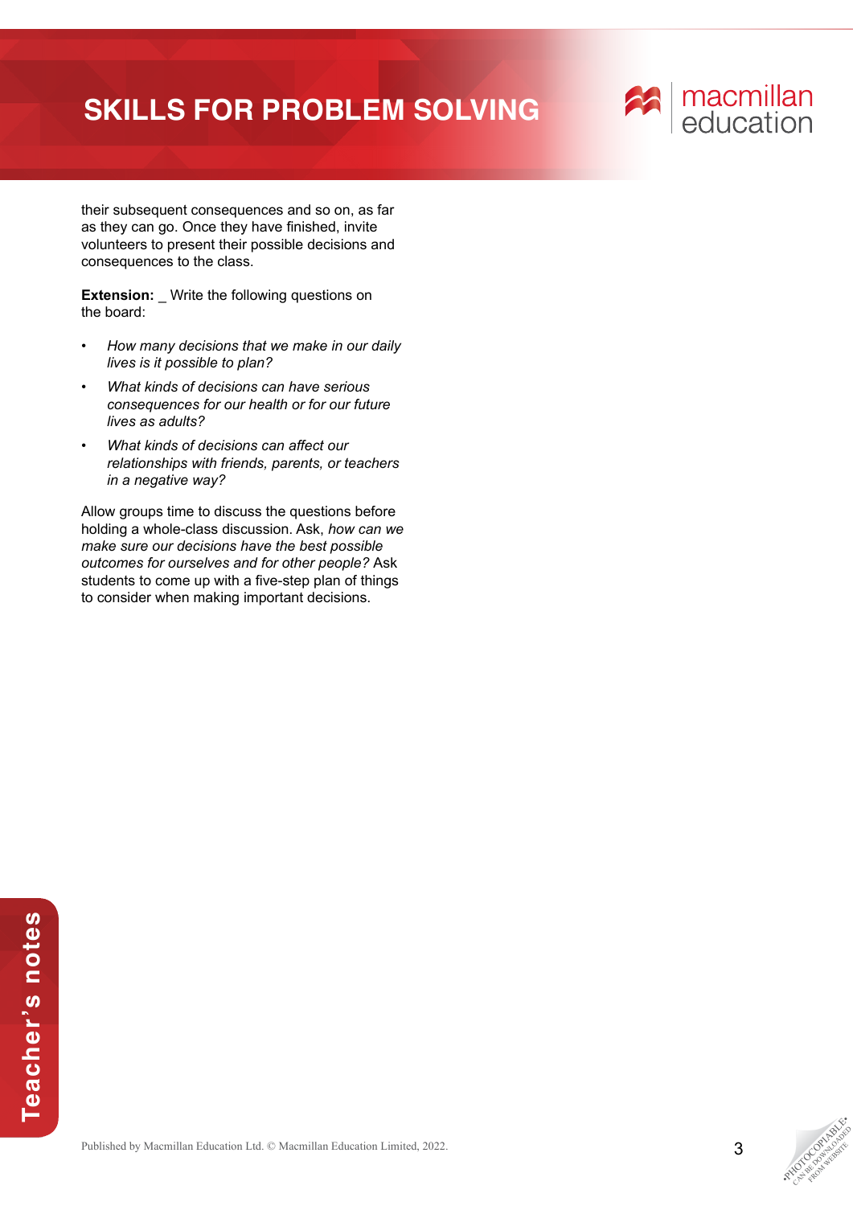their subsequent consequences and so on, as far as they can go. Once they have finished, invite volunteers to present their possible decisions and consequences to the class.

**Extension:** _ Write the following questions on the board:

- *How many decisions that we make in our daily lives is it possible to plan?*
- *What kinds of decisions can have serious consequences for our health or for our future lives as adults?*
- *What kinds of decisions can affect our relationships with friends, parents, or teachers in a negative way?*

Allow groups time to discuss the questions before holding a whole-class discussion. Ask, *how can we make sure our decisions have the best possible outcomes for ourselves and for other people?* Ask students to come up with a five-step plan of things to consider when making important decisions.